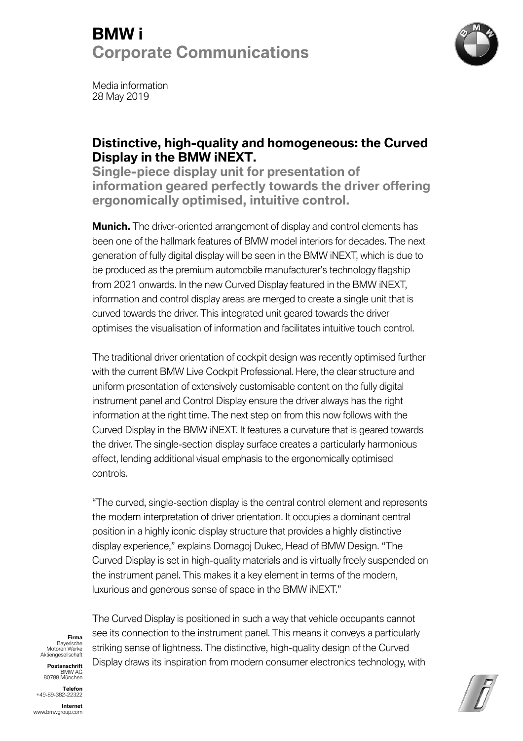# BMW i
## Corporate Communications

Media information
28 May 2019

## Distinctive, high-quality and homogeneous: the Curved Display in the BMW iNEXT.

### Single-piece display unit for presentation of information geared perfectly towards the driver offering ergonomically optimised, intuitive control.

**Munich.** The driver-oriented arrangement of display and control elements has been one of the hallmark features of BMW model interiors for decades. The next generation of fully digital display will be seen in the BMW iNEXT, which is due to be produced as the premium automobile manufacturer's technology flagship from 2021 onwards. In the new Curved Display featured in the BMW iNEXT, information and control display areas are merged to create a single unit that is curved towards the driver. This integrated unit geared towards the driver optimises the visualisation of information and facilitates intuitive touch control.

The traditional driver orientation of cockpit design was recently optimised further with the current BMW Live Cockpit Professional. Here, the clear structure and uniform presentation of extensively customisable content on the fully digital instrument panel and Control Display ensure the driver always has the right information at the right time. The next step on from this now follows with the Curved Display in the BMW iNEXT. It features a curvature that is geared towards the driver. The single-section display surface creates a particularly harmonious effect, lending additional visual emphasis to the ergonomically optimised controls.

"The curved, single-section display is the central control element and represents the modern interpretation of driver orientation. It occupies a dominant central position in a highly iconic display structure that provides a highly distinctive display experience," explains Domagoj Dukec, Head of BMW Design. "The Curved Display is set in high-quality materials and is virtually freely suspended on the instrument panel. This makes it a key element in terms of the modern, luxurious and generous sense of space in the BMW iNEXT."

The Curved Display is positioned in such a way that vehicle occupants cannot see its connection to the instrument panel. This means it conveys a particularly striking sense of lightness. The distinctive, high-quality design of the Curved Display draws its inspiration from modern consumer electronics technology, with

**Firma**
Bayerische Motoren Werke Aktiengesellschaft

**Postanschrift**
BMW AG
80788 München

**Telefon**
+49-89-382-22322

**Internet**
www.bmwgroup.com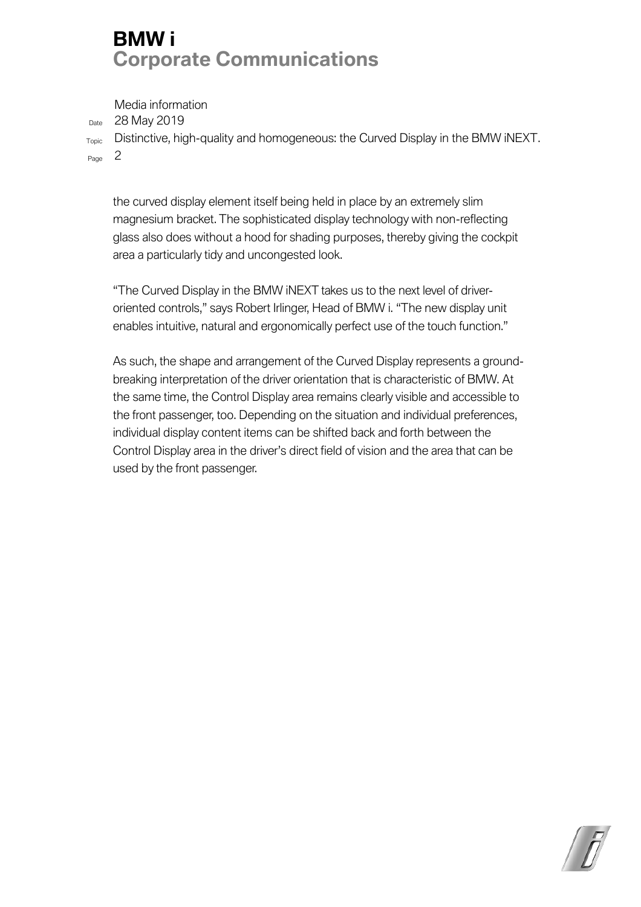the curved display element itself being held in place by an extremely slim magnesium bracket. The sophisticated display technology with non-reflecting glass also does without a hood for shading purposes, thereby giving the cockpit area a particularly tidy and uncongested look.

"The Curved Display in the BMW iNEXT takes us to the next level of driver-oriented controls," says Robert Irlinger, Head of BMW i. "The new display unit enables intuitive, natural and ergonomically perfect use of the touch function."

As such, the shape and arrangement of the Curved Display represents a ground-breaking interpretation of the driver orientation that is characteristic of BMW. At the same time, the Control Display area remains clearly visible and accessible to the front passenger, too. Depending on the situation and individual preferences, individual display content items can be shifted back and forth between the Control Display area in the driver's direct field of vision and the area that can be used by the front passenger.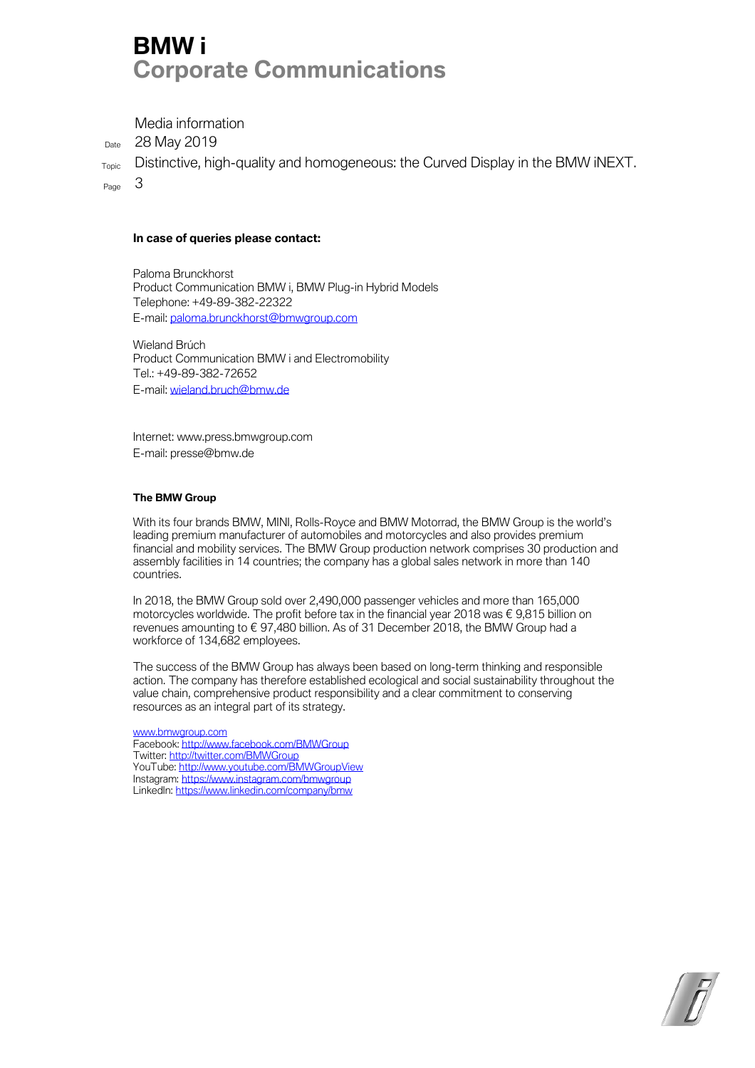**In case of queries please contact:**

Paloma Brunckhorst
Product Communication BMW i, BMW Plug-in Hybrid Models
Telephone: +49-89-382-22322
E-mail: paloma.brunckhorst@bmwgroup.com

Wieland Brúch
Product Communication BMW i and Electromobility
Tel.: +49-89-382-72652
E-mail: wieland.bruch@bmw.de

Internet: www.press.bmwgroup.com
E-mail: presse@bmw.de

**The BMW Group**

With its four brands BMW, MINI, Rolls-Royce and BMW Motorrad, the BMW Group is the world's leading premium manufacturer of automobiles and motorcycles and also provides premium financial and mobility services. The BMW Group production network comprises 30 production and assembly facilities in 14 countries; the company has a global sales network in more than 140 countries.

In 2018, the BMW Group sold over 2,490,000 passenger vehicles and more than 165,000 motorcycles worldwide. The profit before tax in the financial year 2018 was € 9,815 billion on revenues amounting to € 97,480 billion. As of 31 December 2018, the BMW Group had a workforce of 134,682 employees.

The success of the BMW Group has always been based on long-term thinking and responsible action. The company has therefore established ecological and social sustainability throughout the value chain, comprehensive product responsibility and a clear commitment to conserving resources as an integral part of its strategy.

www.bmwgroup.com
Facebook: http://www.facebook.com/BMWGroup
Twitter: http://twitter.com/BMWGroup
YouTube: http://www.youtube.com/BMWGroupView
Instagram: https://www.instagram.com/bmwgroup
LinkedIn: https://www.linkedin.com/company/bmw